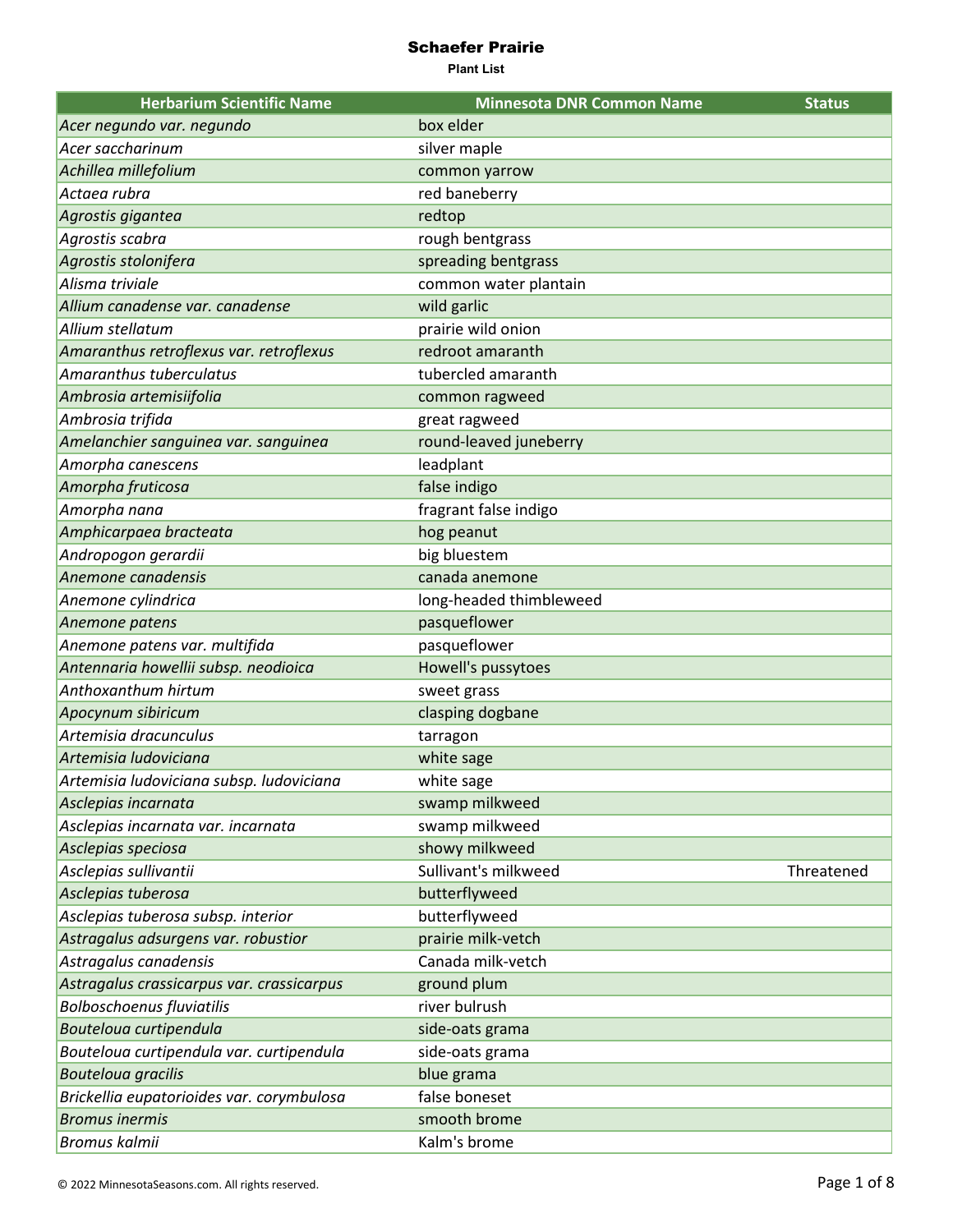# Schaefer Prairie

**Plant List**

| Herbarium Scientific Name | Minnesota DNR Common Name | Status |
|---|---|---|
| *Acer negundo var. negundo* | box elder | |
| *Acer saccharinum* | silver maple | |
| *Achillea millefolium* | common yarrow | |
| *Actaea rubra* | red baneberry | |
| *Agrostis gigantea* | redtop | |
| *Agrostis scabra* | rough bentgrass | |
| *Agrostis stolonifera* | spreading bentgrass | |
| *Alisma triviale* | common water plantain | |
| *Allium canadense var. canadense* | wild garlic | |
| *Allium stellatum* | prairie wild onion | |
| *Amaranthus retroflexus var. retroflexus* | redroot amaranth | |
| *Amaranthus tuberculatus* | tubercled amaranth | |
| *Ambrosia artemisiifolia* | common ragweed | |
| *Ambrosia trifida* | great ragweed | |
| *Amelanchier sanguinea var. sanguinea* | round-leaved juneberry | |
| *Amorpha canescens* | leadplant | |
| *Amorpha fruticosa* | false indigo | |
| *Amorpha nana* | fragrant false indigo | |
| *Amphicarpaea bracteata* | hog peanut | |
| *Andropogon gerardii* | big bluestem | |
| *Anemone canadensis* | canada anemone | |
| *Anemone cylindrica* | long-headed thimbleweed | |
| *Anemone patens* | pasqueflower | |
| *Anemone patens var. multifida* | pasqueflower | |
| *Antennaria howellii subsp. neodioica* | Howell's pussytoes | |
| *Anthoxanthum hirtum* | sweet grass | |
| *Apocynum sibiricum* | clasping dogbane | |
| *Artemisia dracunculus* | tarragon | |
| *Artemisia ludoviciana* | white sage | |
| *Artemisia ludoviciana subsp. ludoviciana* | white sage | |
| *Asclepias incarnata* | swamp milkweed | |
| *Asclepias incarnata var. incarnata* | swamp milkweed | |
| *Asclepias speciosa* | showy milkweed | |
| *Asclepias sullivantii* | Sullivant's milkweed | Threatened |
| *Asclepias tuberosa* | butterflyweed | |
| *Asclepias tuberosa subsp. interior* | butterflyweed | |
| *Astragalus adsurgens var. robustior* | prairie milk-vetch | |
| *Astragalus canadensis* | Canada milk-vetch | |
| *Astragalus crassicarpus var. crassicarpus* | ground plum | |
| *Bolboschoenus fluviatilis* | river bulrush | |
| *Bouteloua curtipendula* | side-oats grama | |
| *Bouteloua curtipendula var. curtipendula* | side-oats grama | |
| *Bouteloua gracilis* | blue grama | |
| *Brickellia eupatorioides var. corymbulosa* | false boneset | |
| *Bromus inermis* | smooth brome | |
| *Bromus kalmii* | Kalm's brome | |

© 2022 MinnesotaSeasons.com. All rights reserved.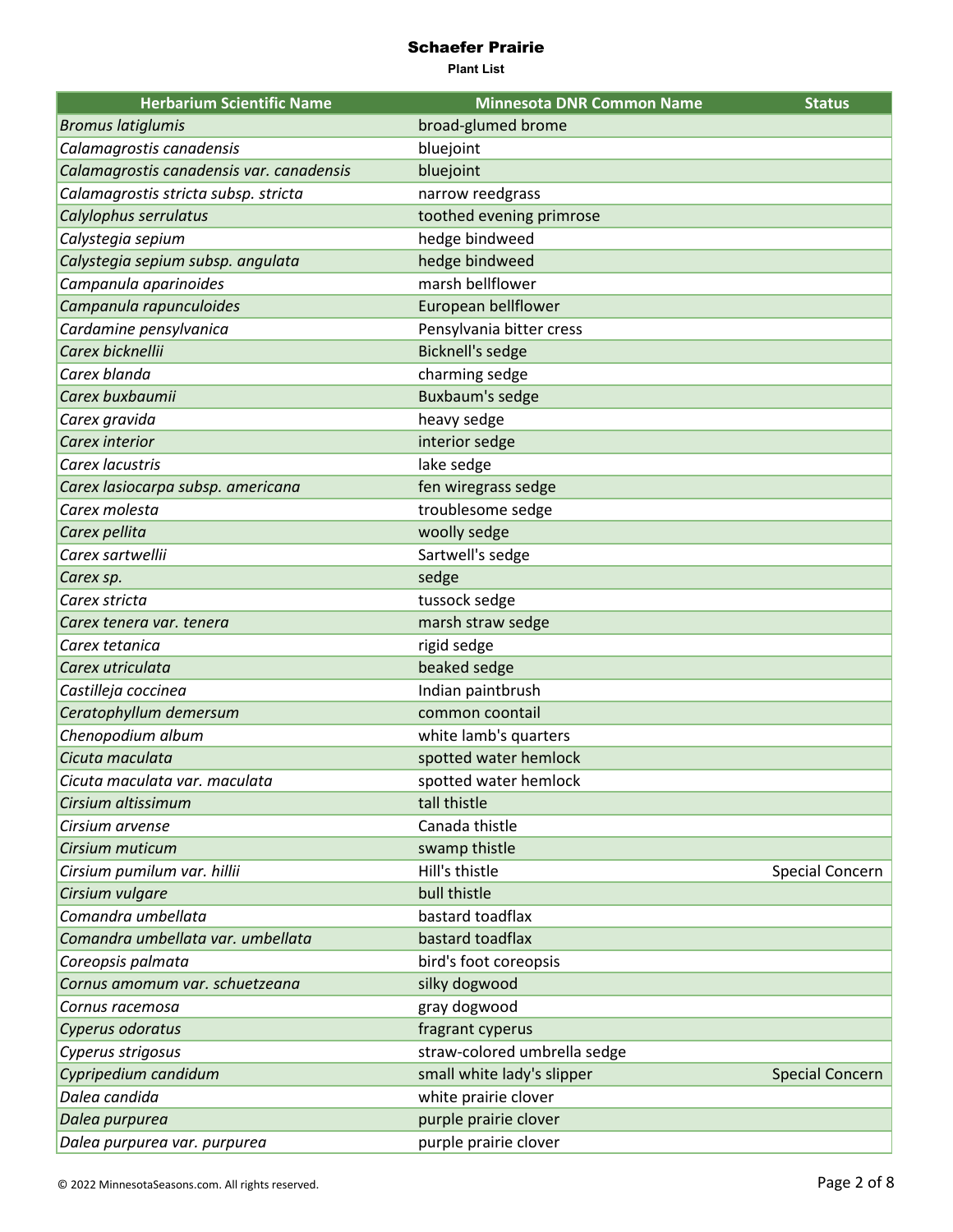# Schaefer Prairie

**Plant List**

| Herbarium Scientific Name | Minnesota DNR Common Name | Status |
|---|---|---|
| *Bromus latiglumis* | broad-glumed brome | |
| *Calamagrostis canadensis* | bluejoint | |
| *Calamagrostis canadensis var. canadensis* | bluejoint | |
| *Calamagrostis stricta subsp. stricta* | narrow reedgrass | |
| *Calylophus serrulatus* | toothed evening primrose | |
| *Calystegia sepium* | hedge bindweed | |
| *Calystegia sepium subsp. angulata* | hedge bindweed | |
| *Campanula aparinoides* | marsh bellflower | |
| *Campanula rapunculoides* | European bellflower | |
| *Cardamine pensylvanica* | Pensylvania bitter cress | |
| *Carex bicknellii* | Bicknell's sedge | |
| *Carex blanda* | charming sedge | |
| *Carex buxbaumii* | Buxbaum's sedge | |
| *Carex gravida* | heavy sedge | |
| *Carex interior* | interior sedge | |
| *Carex lacustris* | lake sedge | |
| *Carex lasiocarpa subsp. americana* | fen wiregrass sedge | |
| *Carex molesta* | troublesome sedge | |
| *Carex pellita* | woolly sedge | |
| *Carex sartwellii* | Sartwell's sedge | |
| *Carex sp.* | sedge | |
| *Carex stricta* | tussock sedge | |
| *Carex tenera var. tenera* | marsh straw sedge | |
| *Carex tetanica* | rigid sedge | |
| *Carex utriculata* | beaked sedge | |
| *Castilleja coccinea* | Indian paintbrush | |
| *Ceratophyllum demersum* | common coontail | |
| *Chenopodium album* | white lamb's quarters | |
| *Cicuta maculata* | spotted water hemlock | |
| *Cicuta maculata var. maculata* | spotted water hemlock | |
| *Cirsium altissimum* | tall thistle | |
| *Cirsium arvense* | Canada thistle | |
| *Cirsium muticum* | swamp thistle | |
| *Cirsium pumilum var. hillii* | Hill's thistle | Special Concern |
| *Cirsium vulgare* | bull thistle | |
| *Comandra umbellata* | bastard toadflax | |
| *Comandra umbellata var. umbellata* | bastard toadflax | |
| *Coreopsis palmata* | bird's foot coreopsis | |
| *Cornus amomum var. schuetzeana* | silky dogwood | |
| *Cornus racemosa* | gray dogwood | |
| *Cyperus odoratus* | fragrant cyperus | |
| *Cyperus strigosus* | straw-colored umbrella sedge | |
| *Cypripedium candidum* | small white lady's slipper | Special Concern |
| *Dalea candida* | white prairie clover | |
| *Dalea purpurea* | purple prairie clover | |
| *Dalea purpurea var. purpurea* | purple prairie clover | |

© 2022 MinnesotaSeasons.com. All rights reserved.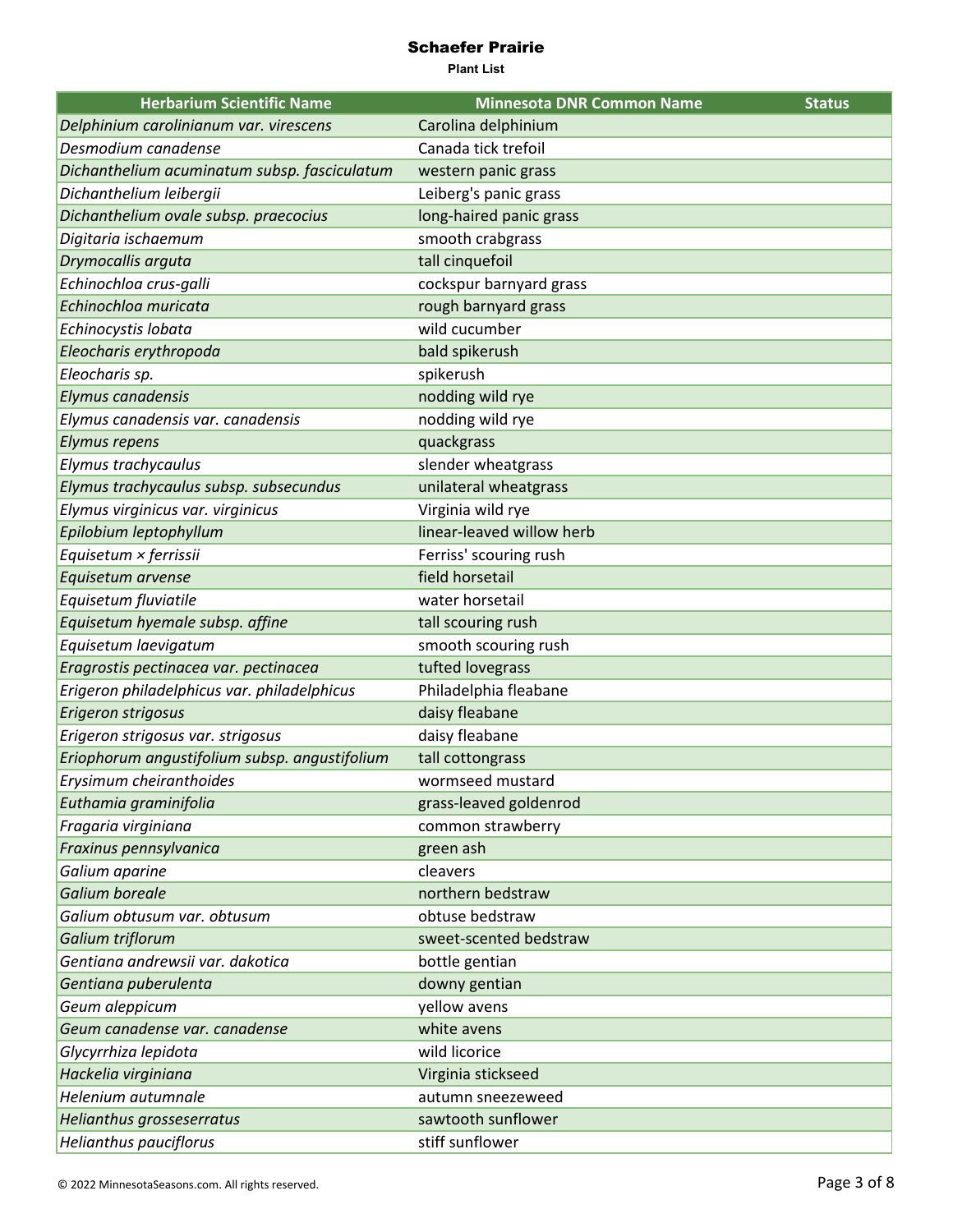# Schaefer Prairie

**Plant List**

| Herbarium Scientific Name | Minnesota DNR Common Name | Status |
|---|---|---|
| *Delphinium carolinianum var. virescens* | Carolina delphinium | |
| *Desmodium canadense* | Canada tick trefoil | |
| *Dichanthelium acuminatum subsp. fasciculatum* | western panic grass | |
| *Dichanthelium leibergii* | Leiberg's panic grass | |
| *Dichanthelium ovale subsp. praecocius* | long-haired panic grass | |
| *Digitaria ischaemum* | smooth crabgrass | |
| *Drymocallis arguta* | tall cinquefoil | |
| *Echinochloa crus-galli* | cockspur barnyard grass | |
| *Echinochloa muricata* | rough barnyard grass | |
| *Echinocystis lobata* | wild cucumber | |
| *Eleocharis erythropoda* | bald spikerush | |
| *Eleocharis sp.* | spikerush | |
| *Elymus canadensis* | nodding wild rye | |
| *Elymus canadensis var. canadensis* | nodding wild rye | |
| *Elymus repens* | quackgrass | |
| *Elymus trachycaulus* | slender wheatgrass | |
| *Elymus trachycaulus subsp. subsecundus* | unilateral wheatgrass | |
| *Elymus virginicus var. virginicus* | Virginia wild rye | |
| *Epilobium leptophyllum* | linear-leaved willow herb | |
| *Equisetum × ferrissii* | Ferriss' scouring rush | |
| *Equisetum arvense* | field horsetail | |
| *Equisetum fluviatile* | water horsetail | |
| *Equisetum hyemale subsp. affine* | tall scouring rush | |
| *Equisetum laevigatum* | smooth scouring rush | |
| *Eragrostis pectinacea var. pectinacea* | tufted lovegrass | |
| *Erigeron philadelphicus var. philadelphicus* | Philadelphia fleabane | |
| *Erigeron strigosus* | daisy fleabane | |
| *Erigeron strigosus var. strigosus* | daisy fleabane | |
| *Eriophorum angustifolium subsp. angustifolium* | tall cottongrass | |
| *Erysimum cheiranthoides* | wormseed mustard | |
| *Euthamia graminifolia* | grass-leaved goldenrod | |
| *Fragaria virginiana* | common strawberry | |
| *Fraxinus pennsylvanica* | green ash | |
| *Galium aparine* | cleavers | |
| *Galium boreale* | northern bedstraw | |
| *Galium obtusum var. obtusum* | obtuse bedstraw | |
| *Galium triflorum* | sweet-scented bedstraw | |
| *Gentiana andrewsii var. dakotica* | bottle gentian | |
| *Gentiana puberulenta* | downy gentian | |
| *Geum aleppicum* | yellow avens | |
| *Geum canadense var. canadense* | white avens | |
| *Glycyrrhiza lepidota* | wild licorice | |
| *Hackelia virginiana* | Virginia stickseed | |
| *Helenium autumnale* | autumn sneezeweed | |
| *Helianthus grosseserratus* | sawtooth sunflower | |
| *Helianthus pauciflorus* | stiff sunflower | |

© 2022 MinnesotaSeasons.com. All rights reserved.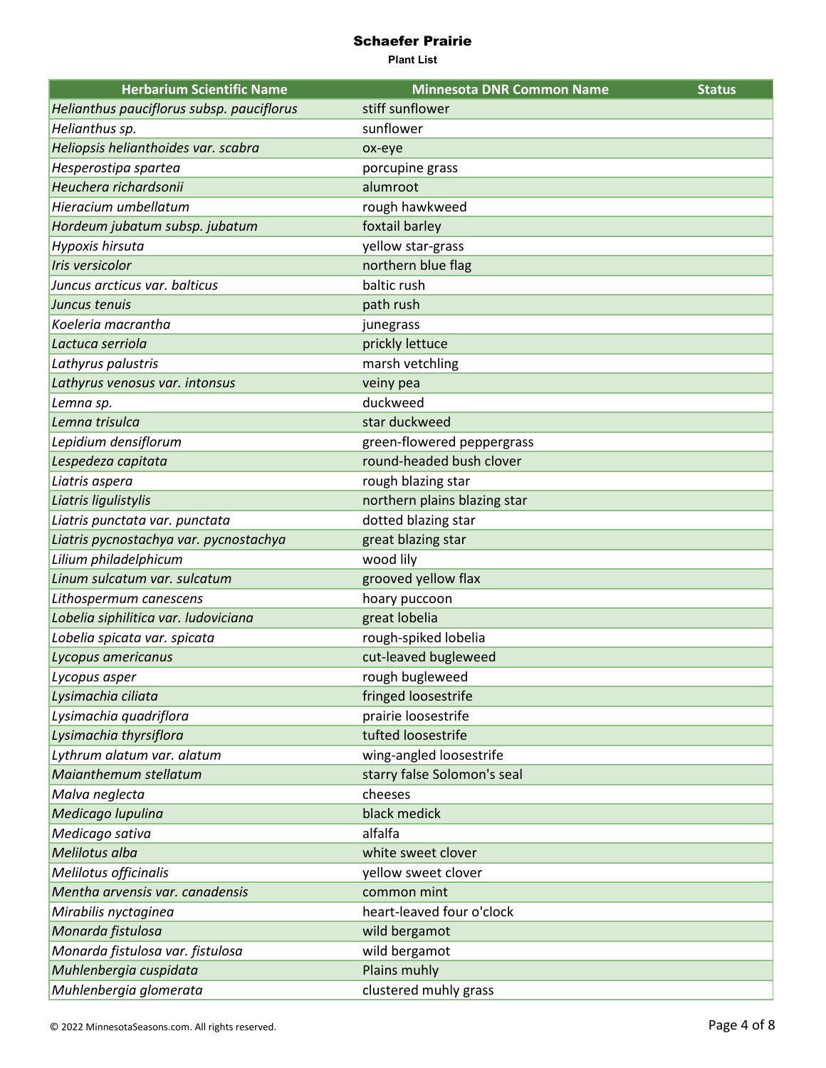# Schaefer Prairie

**Plant List**

| Herbarium Scientific Name | Minnesota DNR Common Name | Status |
|---|---|---|
| *Helianthus pauciflorus subsp. pauciflorus* | stiff sunflower | |
| *Helianthus sp.* | sunflower | |
| *Heliopsis helianthoides var. scabra* | ox-eye | |
| *Hesperostipa spartea* | porcupine grass | |
| *Heuchera richardsonii* | alumroot | |
| *Hieracium umbellatum* | rough hawkweed | |
| *Hordeum jubatum subsp. jubatum* | foxtail barley | |
| *Hypoxis hirsuta* | yellow star-grass | |
| *Iris versicolor* | northern blue flag | |
| *Juncus arcticus var. balticus* | baltic rush | |
| *Juncus tenuis* | path rush | |
| *Koeleria macrantha* | junegrass | |
| *Lactuca serriola* | prickly lettuce | |
| *Lathyrus palustris* | marsh vetchling | |
| *Lathyrus venosus var. intonsus* | veiny pea | |
| *Lemna sp.* | duckweed | |
| *Lemna trisulca* | star duckweed | |
| *Lepidium densiflorum* | green-flowered peppergrass | |
| *Lespedeza capitata* | round-headed bush clover | |
| *Liatris aspera* | rough blazing star | |
| *Liatris ligulistylis* | northern plains blazing star | |
| *Liatris punctata var. punctata* | dotted blazing star | |
| *Liatris pycnostachya var. pycnostachya* | great blazing star | |
| *Lilium philadelphicum* | wood lily | |
| *Linum sulcatum var. sulcatum* | grooved yellow flax | |
| *Lithospermum canescens* | hoary puccoon | |
| *Lobelia siphilitica var. ludoviciana* | great lobelia | |
| *Lobelia spicata var. spicata* | rough-spiked lobelia | |
| *Lycopus americanus* | cut-leaved bugleweed | |
| *Lycopus asper* | rough bugleweed | |
| *Lysimachia ciliata* | fringed loosestrife | |
| *Lysimachia quadriflora* | prairie loosestrife | |
| *Lysimachia thyrsiflora* | tufted loosestrife | |
| *Lythrum alatum var. alatum* | wing-angled loosestrife | |
| *Maianthemum stellatum* | starry false Solomon's seal | |
| *Malva neglecta* | cheeses | |
| *Medicago lupulina* | black medick | |
| *Medicago sativa* | alfalfa | |
| *Melilotus alba* | white sweet clover | |
| *Melilotus officinalis* | yellow sweet clover | |
| *Mentha arvensis var. canadensis* | common mint | |
| *Mirabilis nyctaginea* | heart-leaved four o'clock | |
| *Monarda fistulosa* | wild bergamot | |
| *Monarda fistulosa var. fistulosa* | wild bergamot | |
| *Muhlenbergia cuspidata* | Plains muhly | |
| *Muhlenbergia glomerata* | clustered muhly grass | |

© 2022 MinnesotaSeasons.com. All rights reserved.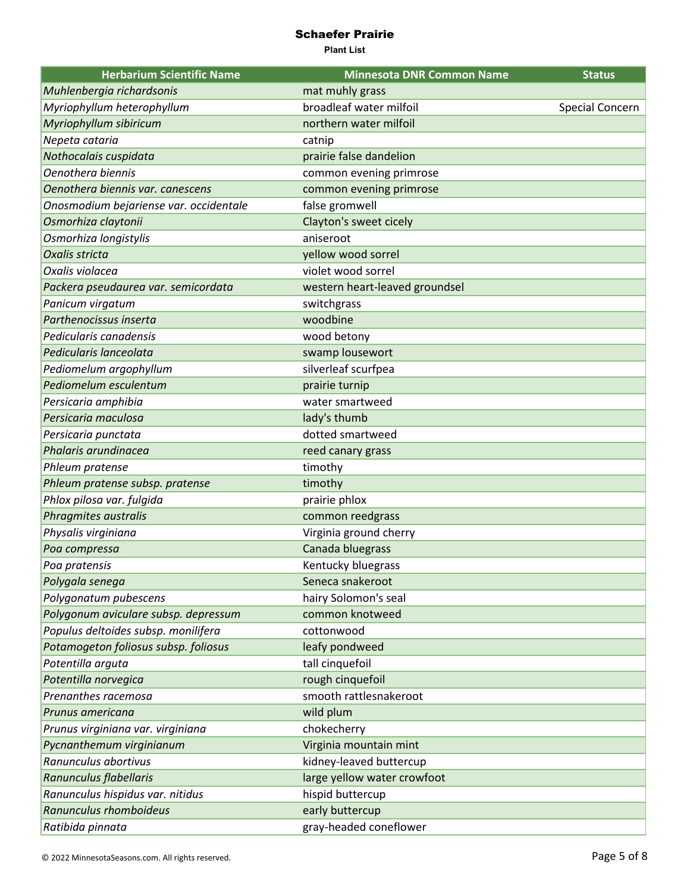# Schaefer Prairie

**Plant List**

| Herbarium Scientific Name | Minnesota DNR Common Name | Status |
|---|---|---|
| *Muhlenbergia richardsonis* | mat muhly grass | |
| *Myriophyllum heterophyllum* | broadleaf water milfoil | Special Concern |
| *Myriophyllum sibiricum* | northern water milfoil | |
| *Nepeta cataria* | catnip | |
| *Nothocalais cuspidata* | prairie false dandelion | |
| *Oenothera biennis* | common evening primrose | |
| *Oenothera biennis var. canescens* | common evening primrose | |
| *Onosmodium bejariense var. occidentale* | false gromwell | |
| *Osmorhiza claytonii* | Clayton's sweet cicely | |
| *Osmorhiza longistylis* | aniseroot | |
| *Oxalis stricta* | yellow wood sorrel | |
| *Oxalis violacea* | violet wood sorrel | |
| *Packera pseudaurea var. semicordata* | western heart-leaved groundsel | |
| *Panicum virgatum* | switchgrass | |
| *Parthenocissus inserta* | woodbine | |
| *Pedicularis canadensis* | wood betony | |
| *Pedicularis lanceolata* | swamp lousewort | |
| *Pediomelum argophyllum* | silverleaf scurfpea | |
| *Pediomelum esculentum* | prairie turnip | |
| *Persicaria amphibia* | water smartweed | |
| *Persicaria maculosa* | lady's thumb | |
| *Persicaria punctata* | dotted smartweed | |
| *Phalaris arundinacea* | reed canary grass | |
| *Phleum pratense* | timothy | |
| *Phleum pratense subsp. pratense* | timothy | |
| *Phlox pilosa var. fulgida* | prairie phlox | |
| *Phragmites australis* | common reedgrass | |
| *Physalis virginiana* | Virginia ground cherry | |
| *Poa compressa* | Canada bluegrass | |
| *Poa pratensis* | Kentucky bluegrass | |
| *Polygala senega* | Seneca snakeroot | |
| *Polygonatum pubescens* | hairy Solomon's seal | |
| *Polygonum aviculare subsp. depressum* | common knotweed | |
| *Populus deltoides subsp. monilifera* | cottonwood | |
| *Potamogeton foliosus subsp. foliosus* | leafy pondweed | |
| *Potentilla arguta* | tall cinquefoil | |
| *Potentilla norvegica* | rough cinquefoil | |
| *Prenanthes racemosa* | smooth rattlesnakeroot | |
| *Prunus americana* | wild plum | |
| *Prunus virginiana var. virginiana* | chokecherry | |
| *Pycnanthemum virginianum* | Virginia mountain mint | |
| *Ranunculus abortivus* | kidney-leaved buttercup | |
| *Ranunculus flabellaris* | large yellow water crowfoot | |
| *Ranunculus hispidus var. nitidus* | hispid buttercup | |
| *Ranunculus rhomboideus* | early buttercup | |
| *Ratibida pinnata* | gray-headed coneflower | |

© 2022 MinnesotaSeasons.com. All rights reserved.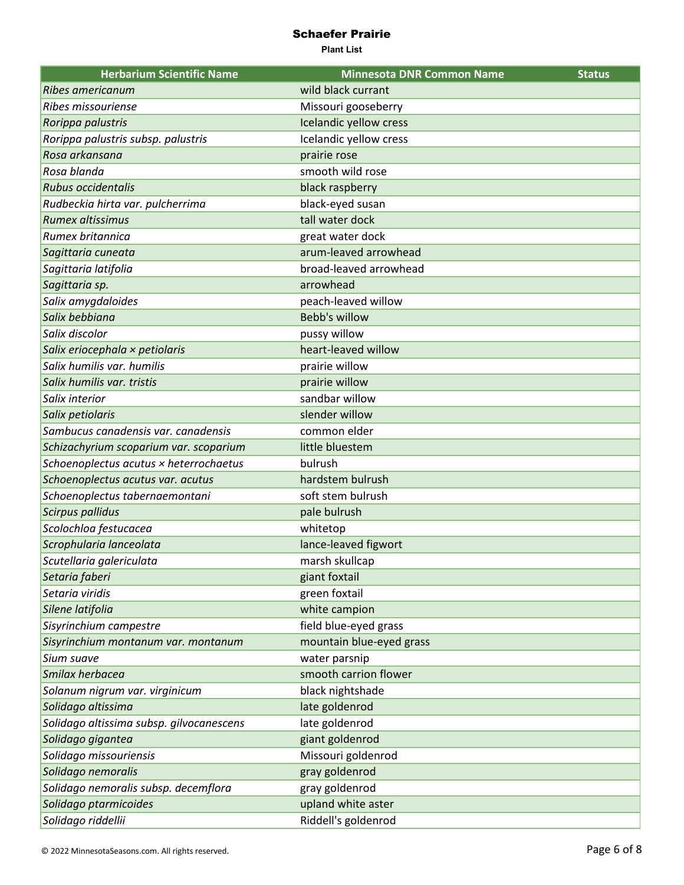# Schaefer Prairie

**Plant List**

| Herbarium Scientific Name | Minnesota DNR Common Name | Status |
|---|---|---|
| *Ribes americanum* | wild black currant | |
| *Ribes missouriense* | Missouri gooseberry | |
| *Rorippa palustris* | Icelandic yellow cress | |
| *Rorippa palustris subsp. palustris* | Icelandic yellow cress | |
| *Rosa arkansana* | prairie rose | |
| *Rosa blanda* | smooth wild rose | |
| *Rubus occidentalis* | black raspberry | |
| *Rudbeckia hirta var. pulcherrima* | black-eyed susan | |
| *Rumex altissimus* | tall water dock | |
| *Rumex britannica* | great water dock | |
| *Sagittaria cuneata* | arum-leaved arrowhead | |
| *Sagittaria latifolia* | broad-leaved arrowhead | |
| *Sagittaria sp.* | arrowhead | |
| *Salix amygdaloides* | peach-leaved willow | |
| *Salix bebbiana* | Bebb's willow | |
| *Salix discolor* | pussy willow | |
| *Salix eriocephala × petiolaris* | heart-leaved willow | |
| *Salix humilis var. humilis* | prairie willow | |
| *Salix humilis var. tristis* | prairie willow | |
| *Salix interior* | sandbar willow | |
| *Salix petiolaris* | slender willow | |
| *Sambucus canadensis var. canadensis* | common elder | |
| *Schizachyrium scoparium var. scoparium* | little bluestem | |
| *Schoenoplectus acutus × heterrochaetus* | bulrush | |
| *Schoenoplectus acutus var. acutus* | hardstem bulrush | |
| *Schoenoplectus tabernaemontani* | soft stem bulrush | |
| *Scirpus pallidus* | pale bulrush | |
| *Scolochloa festucacea* | whitetop | |
| *Scrophularia lanceolata* | lance-leaved figwort | |
| *Scutellaria galericulata* | marsh skullcap | |
| *Setaria faberi* | giant foxtail | |
| *Setaria viridis* | green foxtail | |
| *Silene latifolia* | white campion | |
| *Sisyrinchium campestre* | field blue-eyed grass | |
| *Sisyrinchium montanum var. montanum* | mountain blue-eyed grass | |
| *Sium suave* | water parsnip | |
| *Smilax herbacea* | smooth carrion flower | |
| *Solanum nigrum var. virginicum* | black nightshade | |
| *Solidago altissima* | late goldenrod | |
| *Solidago altissima subsp. gilvocanescens* | late goldenrod | |
| *Solidago gigantea* | giant goldenrod | |
| *Solidago missouriensis* | Missouri goldenrod | |
| *Solidago nemoralis* | gray goldenrod | |
| *Solidago nemoralis subsp. decemflora* | gray goldenrod | |
| *Solidago ptarmicoides* | upland white aster | |
| *Solidago riddellii* | Riddell's goldenrod | |

© 2022 MinnesotaSeasons.com. All rights reserved.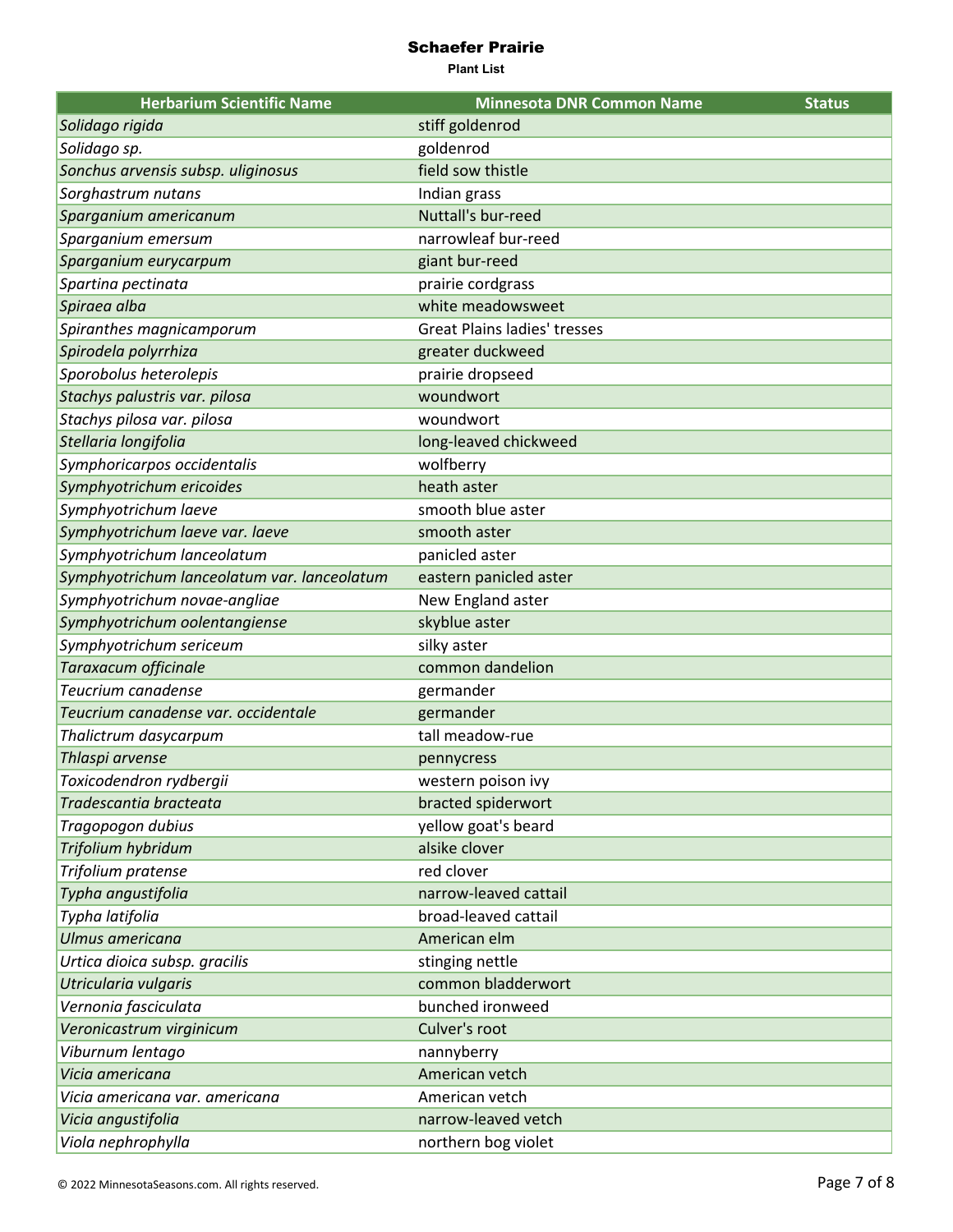# Schaefer Prairie

**Plant List**

| Herbarium Scientific Name | Minnesota DNR Common Name | Status |
|---|---|---|
| *Solidago rigida* | stiff goldenrod | |
| *Solidago sp.* | goldenrod | |
| *Sonchus arvensis subsp. uliginosus* | field sow thistle | |
| *Sorghastrum nutans* | Indian grass | |
| *Sparganium americanum* | Nuttall's bur-reed | |
| *Sparganium emersum* | narrowleaf bur-reed | |
| *Sparganium eurycarpum* | giant bur-reed | |
| *Spartina pectinata* | prairie cordgrass | |
| *Spiraea alba* | white meadowsweet | |
| *Spiranthes magnicamporum* | Great Plains ladies' tresses | |
| *Spirodela polyrrhiza* | greater duckweed | |
| *Sporobolus heterolepis* | prairie dropseed | |
| *Stachys palustris var. pilosa* | woundwort | |
| *Stachys pilosa var. pilosa* | woundwort | |
| *Stellaria longifolia* | long-leaved chickweed | |
| *Symphoricarpos occidentalis* | wolfberry | |
| *Symphyotrichum ericoides* | heath aster | |
| *Symphyotrichum laeve* | smooth blue aster | |
| *Symphyotrichum laeve var. laeve* | smooth aster | |
| *Symphyotrichum lanceolatum* | panicled aster | |
| *Symphyotrichum lanceolatum var. lanceolatum* | eastern panicled aster | |
| *Symphyotrichum novae-angliae* | New England aster | |
| *Symphyotrichum oolentangiense* | skyblue aster | |
| *Symphyotrichum sericeum* | silky aster | |
| *Taraxacum officinale* | common dandelion | |
| *Teucrium canadense* | germander | |
| *Teucrium canadense var. occidentale* | germander | |
| *Thalictrum dasycarpum* | tall meadow-rue | |
| *Thlaspi arvense* | pennycress | |
| *Toxicodendron rydbergii* | western poison ivy | |
| *Tradescantia bracteata* | bracted spiderwort | |
| *Tragopogon dubius* | yellow goat's beard | |
| *Trifolium hybridum* | alsike clover | |
| *Trifolium pratense* | red clover | |
| *Typha angustifolia* | narrow-leaved cattail | |
| *Typha latifolia* | broad-leaved cattail | |
| *Ulmus americana* | American elm | |
| *Urtica dioica subsp. gracilis* | stinging nettle | |
| *Utricularia vulgaris* | common bladderwort | |
| *Vernonia fasciculata* | bunched ironweed | |
| *Veronicastrum virginicum* | Culver's root | |
| *Viburnum lentago* | nannyberry | |
| *Vicia americana* | American vetch | |
| *Vicia americana var. americana* | American vetch | |
| *Vicia angustifolia* | narrow-leaved vetch | |
| *Viola nephrophylla* | northern bog violet | |

© 2022 MinnesotaSeasons.com. All rights reserved.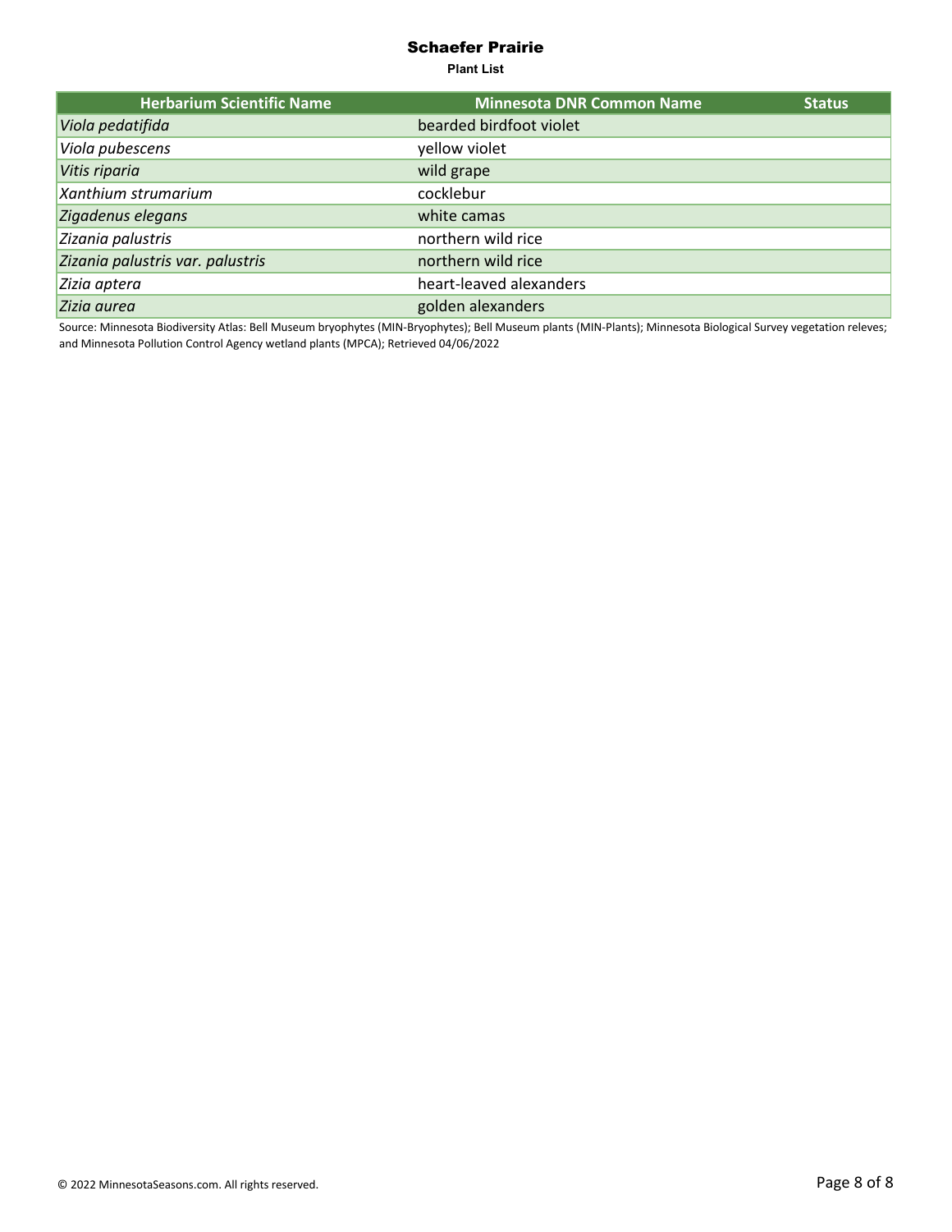# Schaefer Prairie

**Plant List**

| Herbarium Scientific Name | Minnesota DNR Common Name | Status |
| --- | --- | --- |
| *Viola pedatifida* | bearded birdfoot violet | |
| *Viola pubescens* | yellow violet | |
| *Vitis riparia* | wild grape | |
| *Xanthium strumarium* | cocklebur | |
| *Zigadenus elegans* | white camas | |
| *Zizania palustris* | northern wild rice | |
| *Zizania palustris var. palustris* | northern wild rice | |
| *Zizia aptera* | heart-leaved alexanders | |
| *Zizia aurea* | golden alexanders | |

Source: Minnesota Biodiversity Atlas: Bell Museum bryophytes (MIN-Bryophytes); Bell Museum plants (MIN-Plants); Minnesota Biological Survey vegetation releves; and Minnesota Pollution Control Agency wetland plants (MPCA); Retrieved 04/06/2022

© 2022 MinnesotaSeasons.com. All rights reserved.